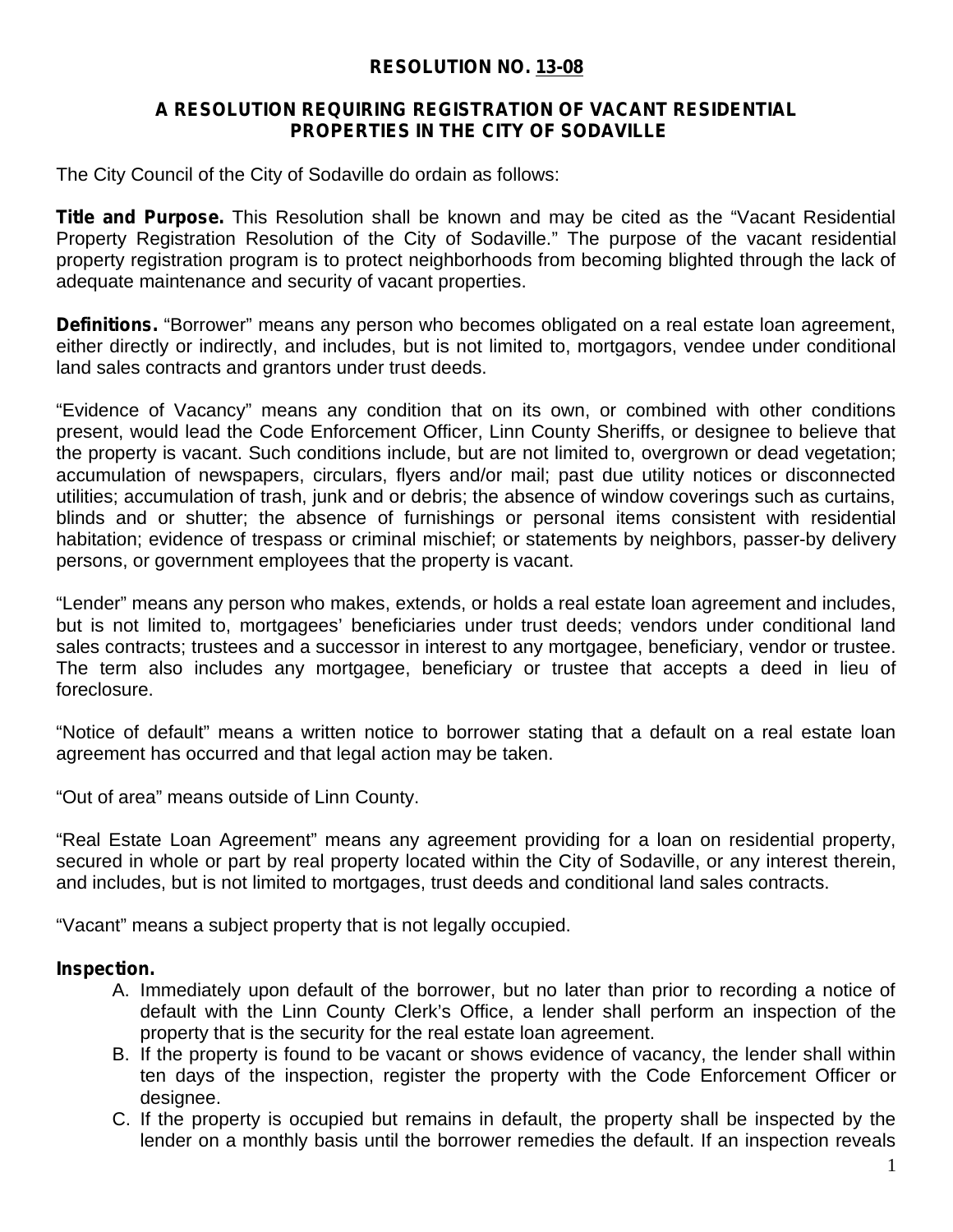# RESOLUTION NO. 13-08

## A RESOLUTION REQUIRING REGISTRATION OF VACANT RESIDENTIAL PROPERTIES IN THE CITY OF SODAVILLE

The City Council of the City of Sodaville do ordain as follows:

**Title and Purpose.** This Resolution shall be known and may be cited as the "Vacant Residential Property Registration Resolution of the City of Sodaville." The purpose of the vacant residential property registration program is to protect neighborhoods from becoming blighted through the lack of adequate maintenance and security of vacant properties.

**Definitions.** "Borrower" means any person who becomes obligated on a real estate loan agreement, either directly or indirectly, and includes, but is not limited to, mortgagors, vendee under conditional land sales contracts and grantors under trust deeds.

"Evidence of Vacancy" means any condition that on its own, or combined with other conditions present, would lead the Code Enforcement Officer, Linn County Sheriffs, or designee to believe that the property is vacant. Such conditions include, but are not limited to, overgrown or dead vegetation; accumulation of newspapers, circulars, flyers and/or mail; past due utility notices or disconnected utilities; accumulation of trash, junk and or debris; the absence of window coverings such as curtains, blinds and or shutter; the absence of furnishings or personal items consistent with residential habitation; evidence of trespass or criminal mischief; or statements by neighbors, passer-by delivery persons, or government employees that the property is vacant.

"Lender" means any person who makes, extends, or holds a real estate loan agreement and includes, but is not limited to, mortgagees' beneficiaries under trust deeds; vendors under conditional land sales contracts; trustees and a successor in interest to any mortgagee, beneficiary, vendor or trustee. The term also includes any mortgagee, beneficiary or trustee that accepts a deed in lieu of foreclosure.

"Notice of default" means a written notice to borrower stating that a default on a real estate loan agreement has occurred and that legal action may be taken.

"Out of area" means outside of Linn County.

"Real Estate Loan Agreement" means any agreement providing for a loan on residential property, secured in whole or part by real property located within the City of Sodaville, or any interest therein, and includes, but is not limited to mortgages, trust deeds and conditional land sales contracts.

"Vacant" means a subject property that is not legally occupied.

**Inspection.**

A. Immediately upon default of the borrower, but no later than prior to recording a notice of default with the Linn County Clerk's Office, a lender shall perform an inspection of the property that is the security for the real estate loan agreement.
B. If the property is found to be vacant or shows evidence of vacancy, the lender shall within ten days of the inspection, register the property with the Code Enforcement Officer or designee.
C. If the property is occupied but remains in default, the property shall be inspected by the lender on a monthly basis until the borrower remedies the default. If an inspection reveals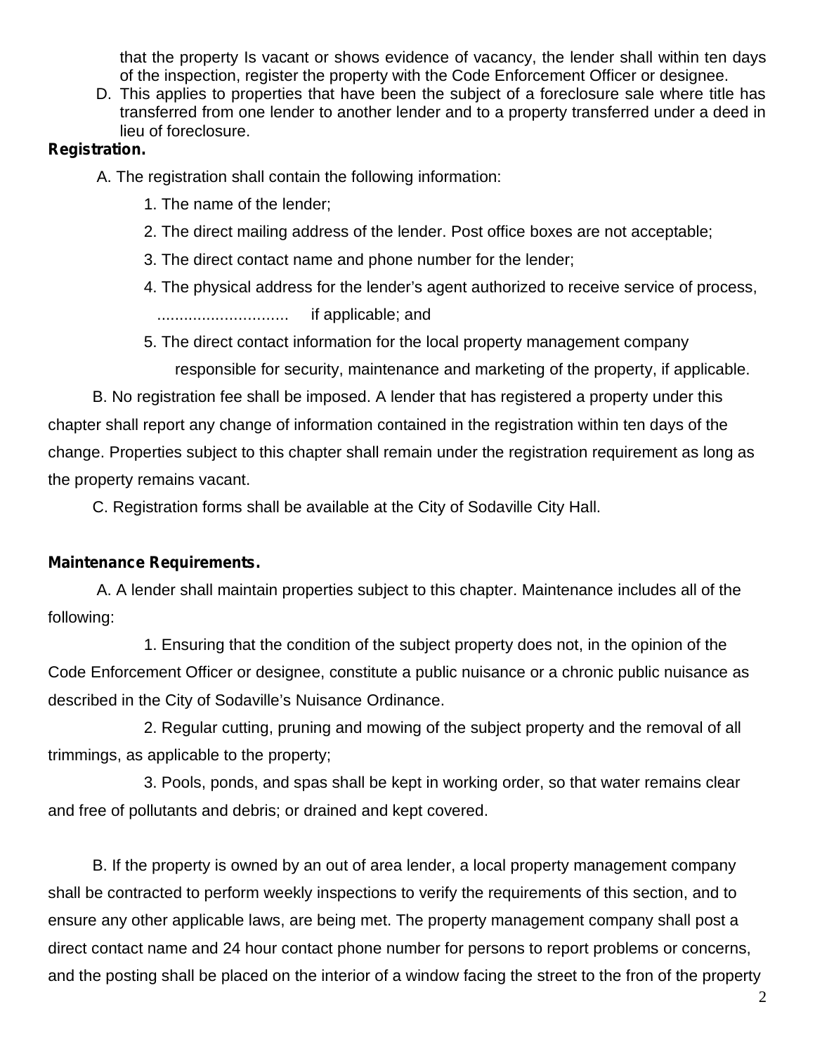that the property Is vacant or shows evidence of vacancy, the lender shall within ten days of the inspection, register the property with the Code Enforcement Officer or designee.

D. This applies to properties that have been the subject of a foreclosure sale where title has transferred from one lender to another lender and to a property transferred under a deed in lieu of foreclosure.

**Registration.**

A. The registration shall contain the following information:

1. The name of the lender;
2. The direct mailing address of the lender. Post office boxes are not acceptable;
3. The direct contact name and phone number for the lender;
4. The physical address for the lender's agent authorized to receive service of process, ............................ if applicable; and
5. The direct contact information for the local property management company responsible for security, maintenance and marketing of the property, if applicable.

B. No registration fee shall be imposed. A lender that has registered a property under this chapter shall report any change of information contained in the registration within ten days of the change. Properties subject to this chapter shall remain under the registration requirement as long as the property remains vacant.

C. Registration forms shall be available at the City of Sodaville City Hall.

**Maintenance Requirements.**

A. A lender shall maintain properties subject to this chapter. Maintenance includes all of the following:

1. Ensuring that the condition of the subject property does not, in the opinion of the Code Enforcement Officer or designee, constitute a public nuisance or a chronic public nuisance as described in the City of Sodaville's Nuisance Ordinance.

2. Regular cutting, pruning and mowing of the subject property and the removal of all trimmings, as applicable to the property;

3. Pools, ponds, and spas shall be kept in working order, so that water remains clear and free of pollutants and debris; or drained and kept covered.

B. If the property is owned by an out of area lender, a local property management company shall be contracted to perform weekly inspections to verify the requirements of this section, and to ensure any other applicable laws, are being met. The property management company shall post a direct contact name and 24 hour contact phone number for persons to report problems or concerns, and the posting shall be placed on the interior of a window facing the street to the fron of the property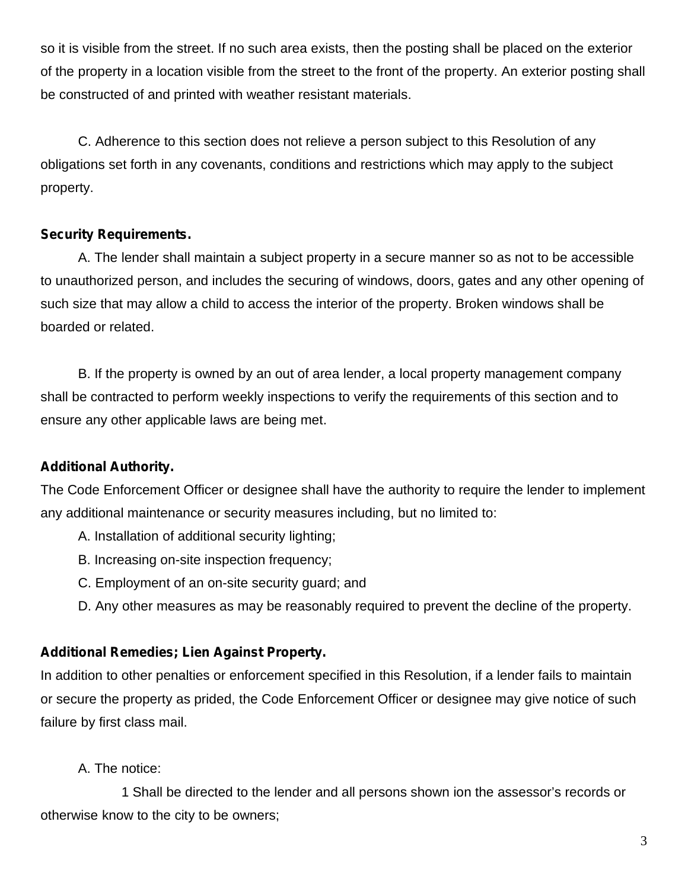so it is visible from the street. If no such area exists, then the posting shall be placed on the exterior of the property in a location visible from the street to the front of the property. An exterior posting shall be constructed of and printed with weather resistant materials.

C. Adherence to this section does not relieve a person subject to this Resolution of any obligations set forth in any covenants, conditions and restrictions which may apply to the subject property.

**Security Requirements.**

A. The lender shall maintain a subject property in a secure manner so as not to be accessible to unauthorized person, and includes the securing of windows, doors, gates and any other opening of such size that may allow a child to access the interior of the property. Broken windows shall be boarded or related.

B. If the property is owned by an out of area lender, a local property management company shall be contracted to perform weekly inspections to verify the requirements of this section and to ensure any other applicable laws are being met.

**Additional Authority.**

The Code Enforcement Officer or designee shall have the authority to require the lender to implement any additional maintenance or security measures including, but no limited to:

A. Installation of additional security lighting;

B. Increasing on-site inspection frequency;

C. Employment of an on-site security guard; and

D. Any other measures as may be reasonably required to prevent the decline of the property.

**Additional Remedies; Lien Against Property.**

In addition to other penalties or enforcement specified in this Resolution, if a lender fails to maintain or secure the property as prided, the Code Enforcement Officer or designee may give notice of such failure by first class mail.

A. The notice:

1 Shall be directed to the lender and all persons shown ion the assessor's records or otherwise know to the city to be owners;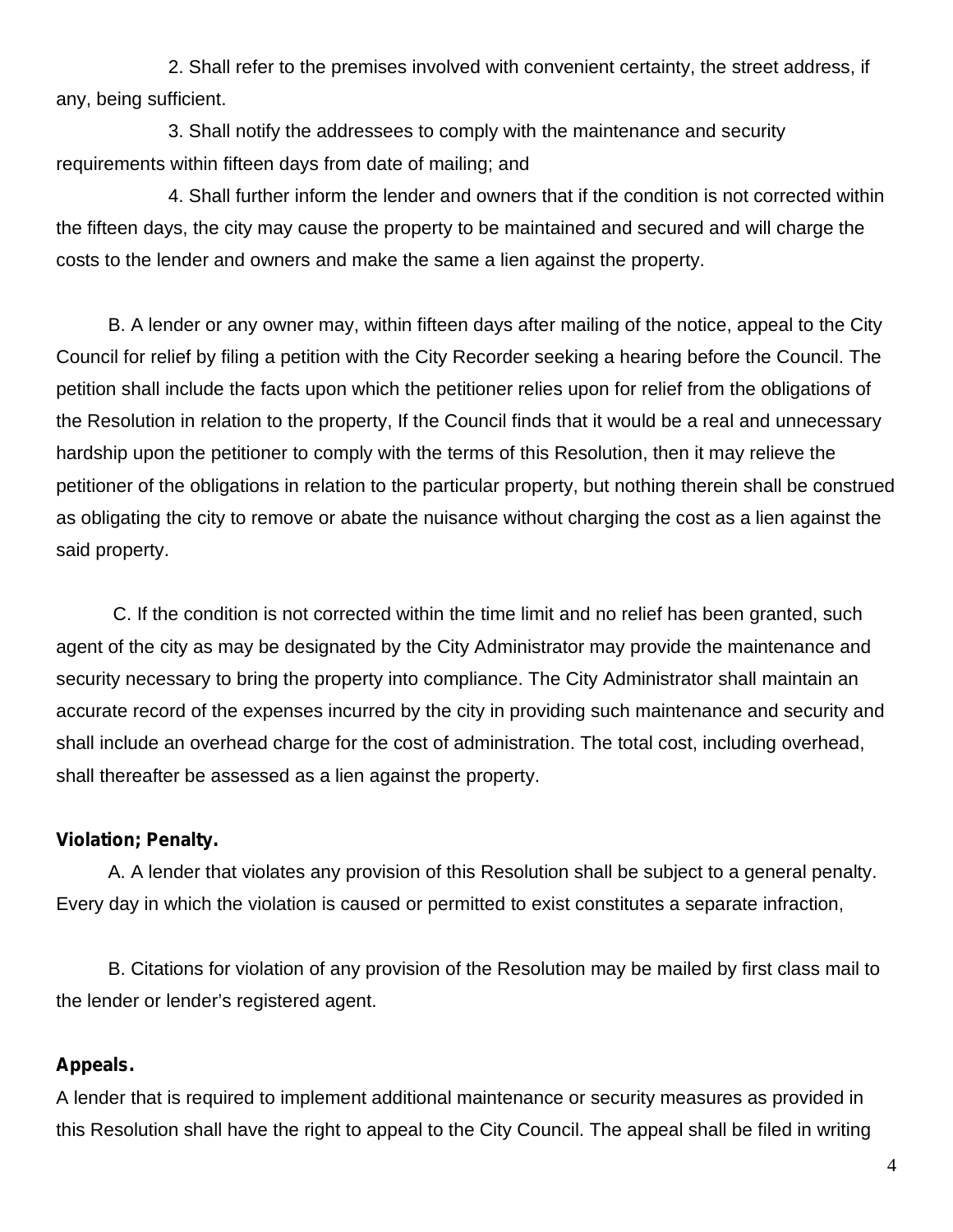2. Shall refer to the premises involved with convenient certainty, the street address, if any, being sufficient.

3. Shall notify the addressees to comply with the maintenance and security requirements within fifteen days from date of mailing; and

4. Shall further inform the lender and owners that if the condition is not corrected within the fifteen days, the city may cause the property to be maintained and secured and will charge the costs to the lender and owners and make the same a lien against the property.

B. A lender or any owner may, within fifteen days after mailing of the notice, appeal to the City Council for relief by filing a petition with the City Recorder seeking a hearing before the Council. The petition shall include the facts upon which the petitioner relies upon for relief from the obligations of the Resolution in relation to the property, If the Council finds that it would be a real and unnecessary hardship upon the petitioner to comply with the terms of this Resolution, then it may relieve the petitioner of the obligations in relation to the particular property, but nothing therein shall be construed as obligating the city to remove or abate the nuisance without charging the cost as a lien against the said property.

C. If the condition is not corrected within the time limit and no relief has been granted, such agent of the city as may be designated by the City Administrator may provide the maintenance and security necessary to bring the property into compliance. The City Administrator shall maintain an accurate record of the expenses incurred by the city in providing such maintenance and security and shall include an overhead charge for the cost of administration. The total cost, including overhead, shall thereafter be assessed as a lien against the property.

**Violation; Penalty.**

A. A lender that violates any provision of this Resolution shall be subject to a general penalty. Every day in which the violation is caused or permitted to exist constitutes a separate infraction,

B. Citations for violation of any provision of the Resolution may be mailed by first class mail to the lender or lender's registered agent.

**Appeals.**

A lender that is required to implement additional maintenance or security measures as provided in this Resolution shall have the right to appeal to the City Council. The appeal shall be filed in writing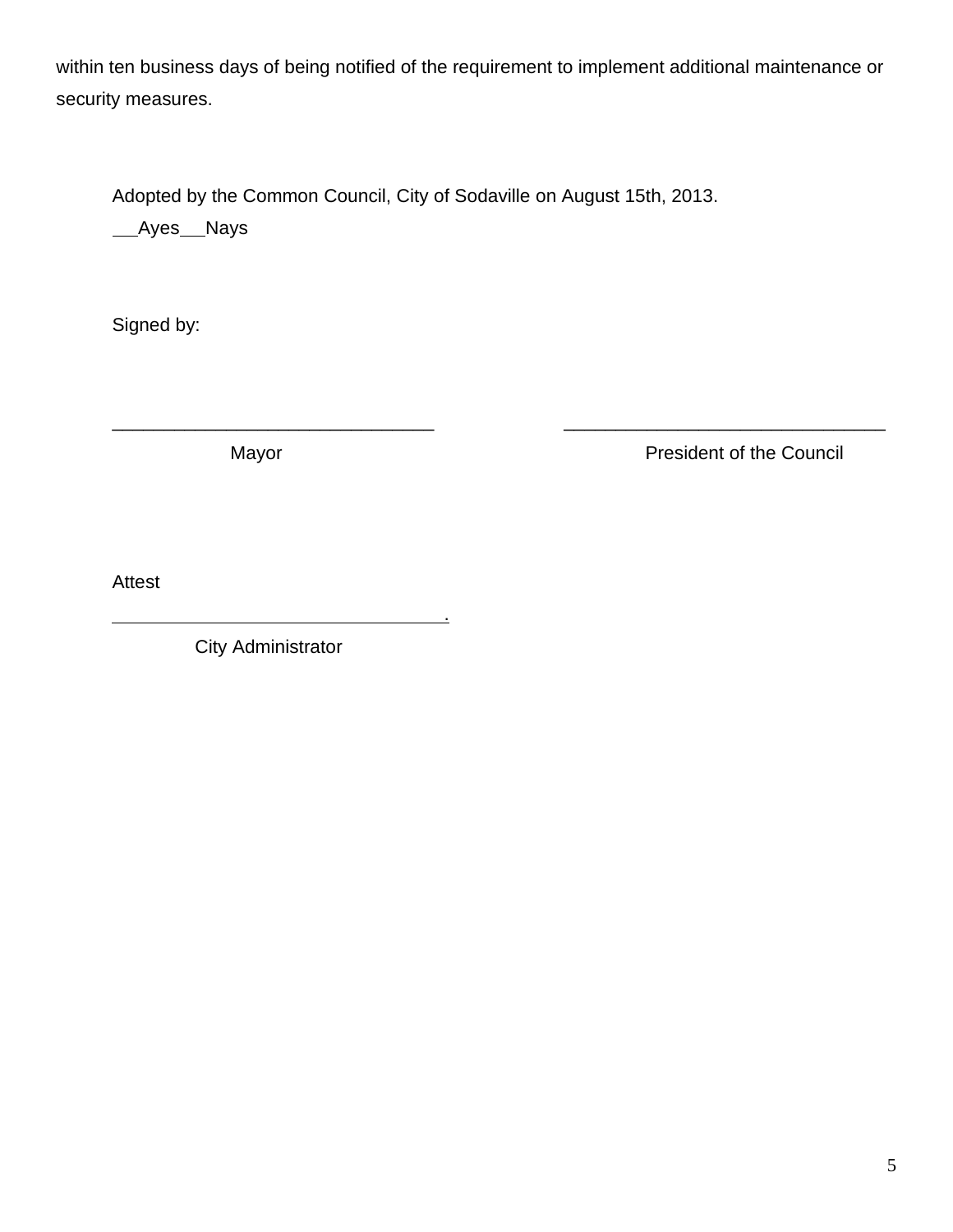within ten business days of being notified of the requirement to implement additional maintenance or security measures.

Adopted by the Common Council, City of Sodaville on August 15th, 2013.

__Ayes__Nays

Signed by:

_______________________________ _______________________________

Mayor President of the Council

Attest

_______________________________.

City Administrator